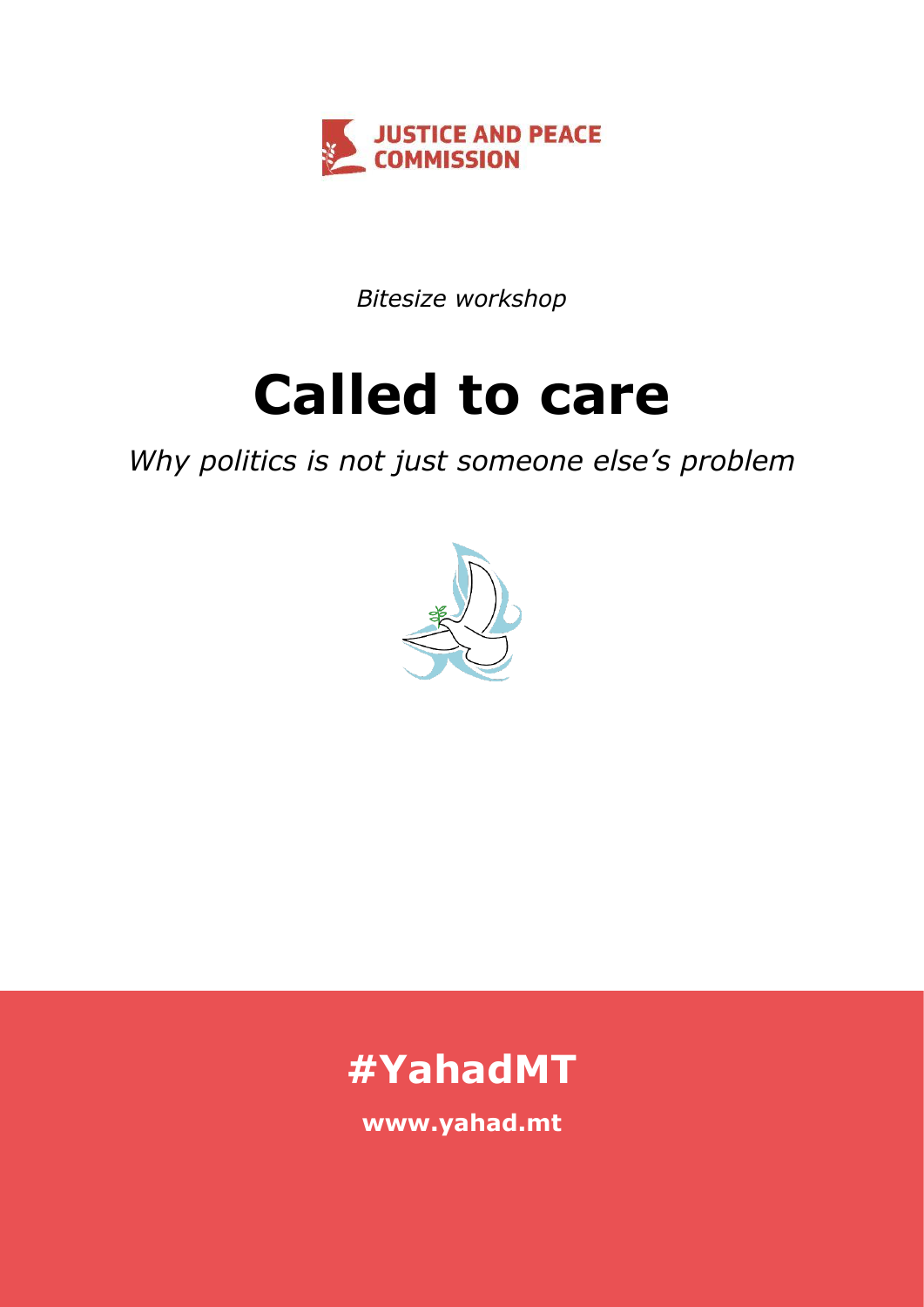JUSTICE AND PEACE COMMISSION

*Bitesize workshop*

# Called to care

*Why politics is not just someone else's problem*

## #YahadMT

**www.yahad.mt**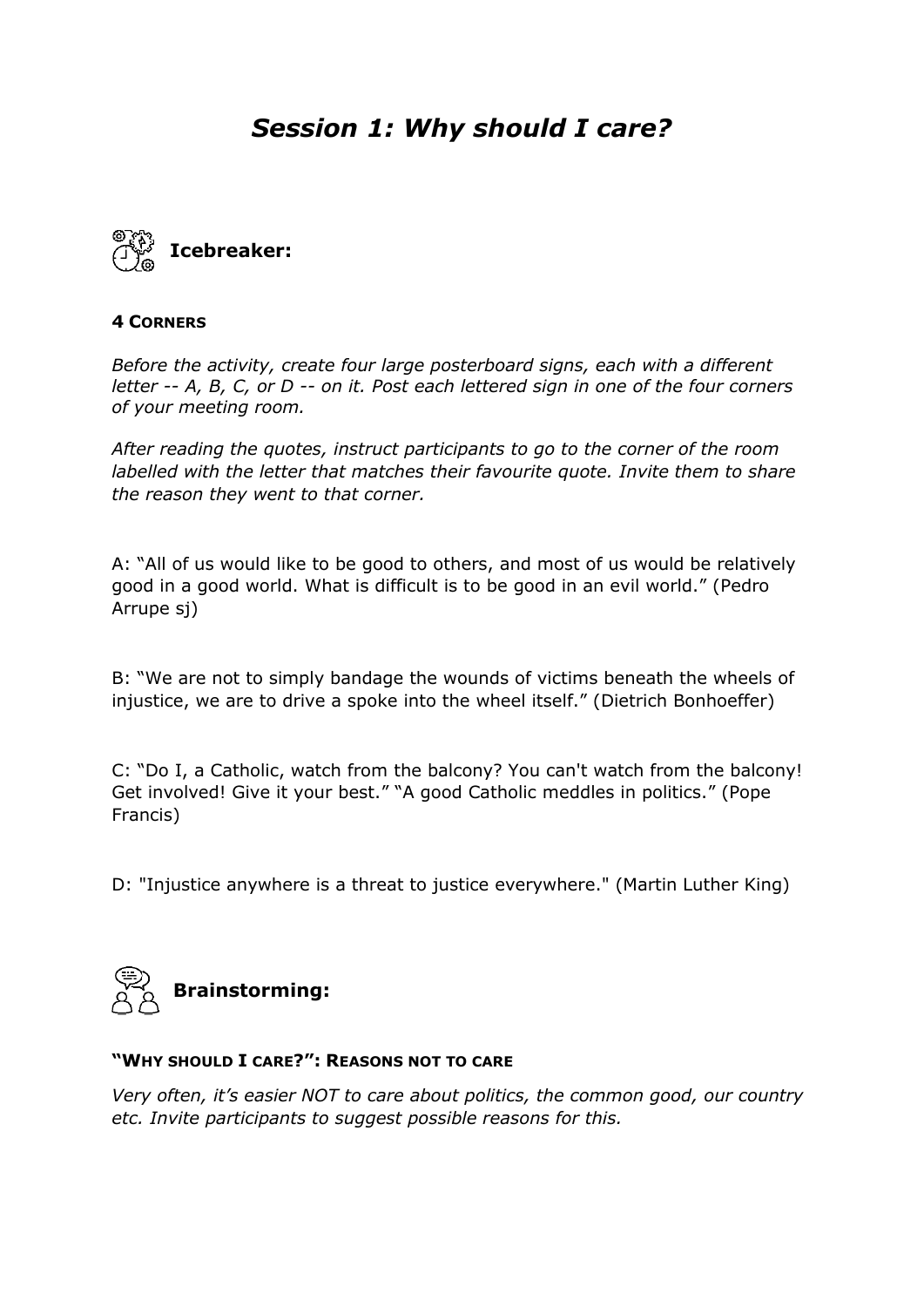# *Session 1: Why should I care?*

## Icebreaker:

**4 CORNERS**

*Before the activity, create four large posterboard signs, each with a different letter -- A, B, C, or D -- on it. Post each lettered sign in one of the four corners of your meeting room.*

*After reading the quotes, instruct participants to go to the corner of the room labelled with the letter that matches their favourite quote. Invite them to share the reason they went to that corner.*

A: "All of us would like to be good to others, and most of us would be relatively good in a good world. What is difficult is to be good in an evil world." (Pedro Arrupe sj)

B: "We are not to simply bandage the wounds of victims beneath the wheels of injustice, we are to drive a spoke into the wheel itself." (Dietrich Bonhoeffer)

C: "Do I, a Catholic, watch from the balcony? You can't watch from the balcony! Get involved! Give it your best." "A good Catholic meddles in politics." (Pope Francis)

D: "Injustice anywhere is a threat to justice everywhere." (Martin Luther King)

## Brainstorming:

**"WHY SHOULD I CARE?": REASONS NOT TO CARE**

*Very often, it's easier NOT to care about politics, the common good, our country etc. Invite participants to suggest possible reasons for this.*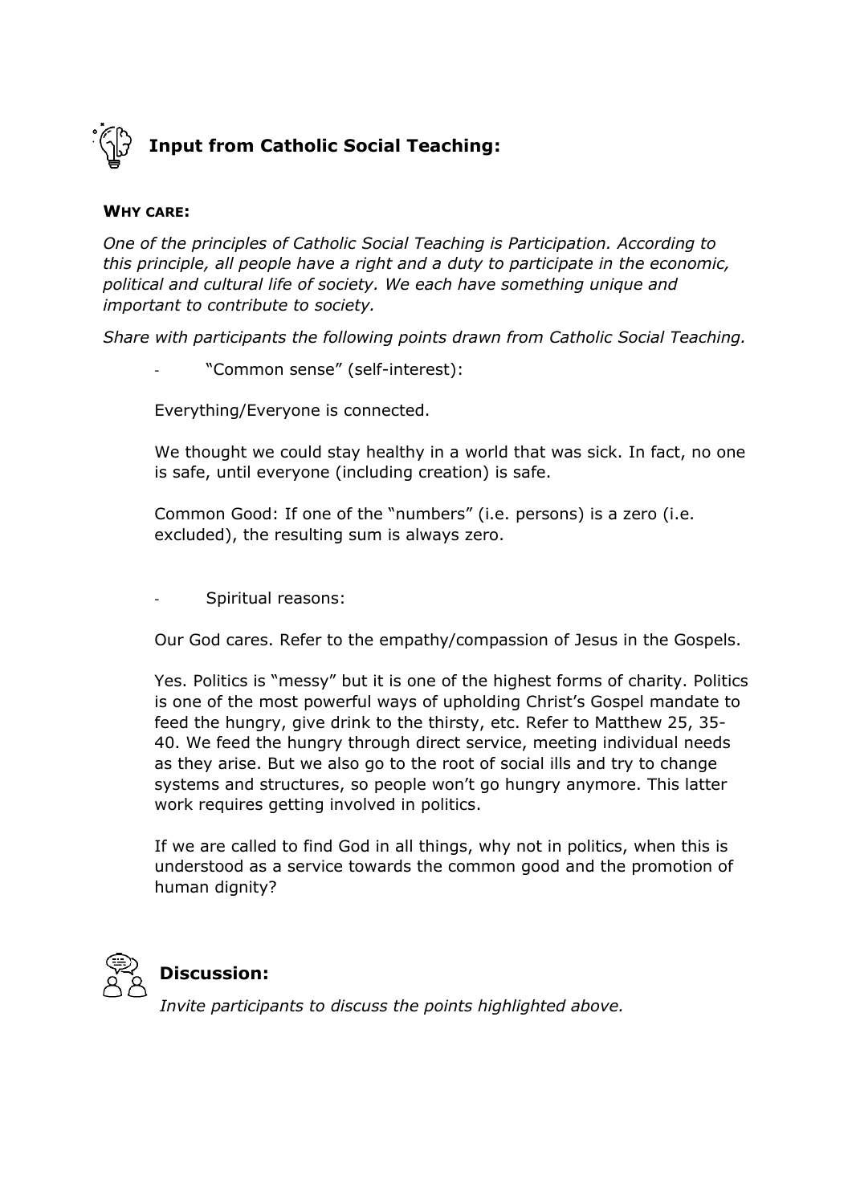## Input from Catholic Social Teaching:

**WHY CARE:**

*One of the principles of Catholic Social Teaching is Participation. According to this principle, all people have a right and a duty to participate in the economic, political and cultural life of society. We each have something unique and important to contribute to society.*

*Share with participants the following points drawn from Catholic Social Teaching.*

- "Common sense" (self-interest):

  Everything/Everyone is connected.

  We thought we could stay healthy in a world that was sick. In fact, no one is safe, until everyone (including creation) is safe.

  Common Good: If one of the "numbers" (i.e. persons) is a zero (i.e. excluded), the resulting sum is always zero.

- Spiritual reasons:

  Our God cares. Refer to the empathy/compassion of Jesus in the Gospels.

  Yes. Politics is "messy" but it is one of the highest forms of charity. Politics is one of the most powerful ways of upholding Christ's Gospel mandate to feed the hungry, give drink to the thirsty, etc. Refer to Matthew 25, 35-40. We feed the hungry through direct service, meeting individual needs as they arise. But we also go to the root of social ills and try to change systems and structures, so people won't go hungry anymore. This latter work requires getting involved in politics.

  If we are called to find God in all things, why not in politics, when this is understood as a service towards the common good and the promotion of human dignity?

## Discussion:

*Invite participants to discuss the points highlighted above.*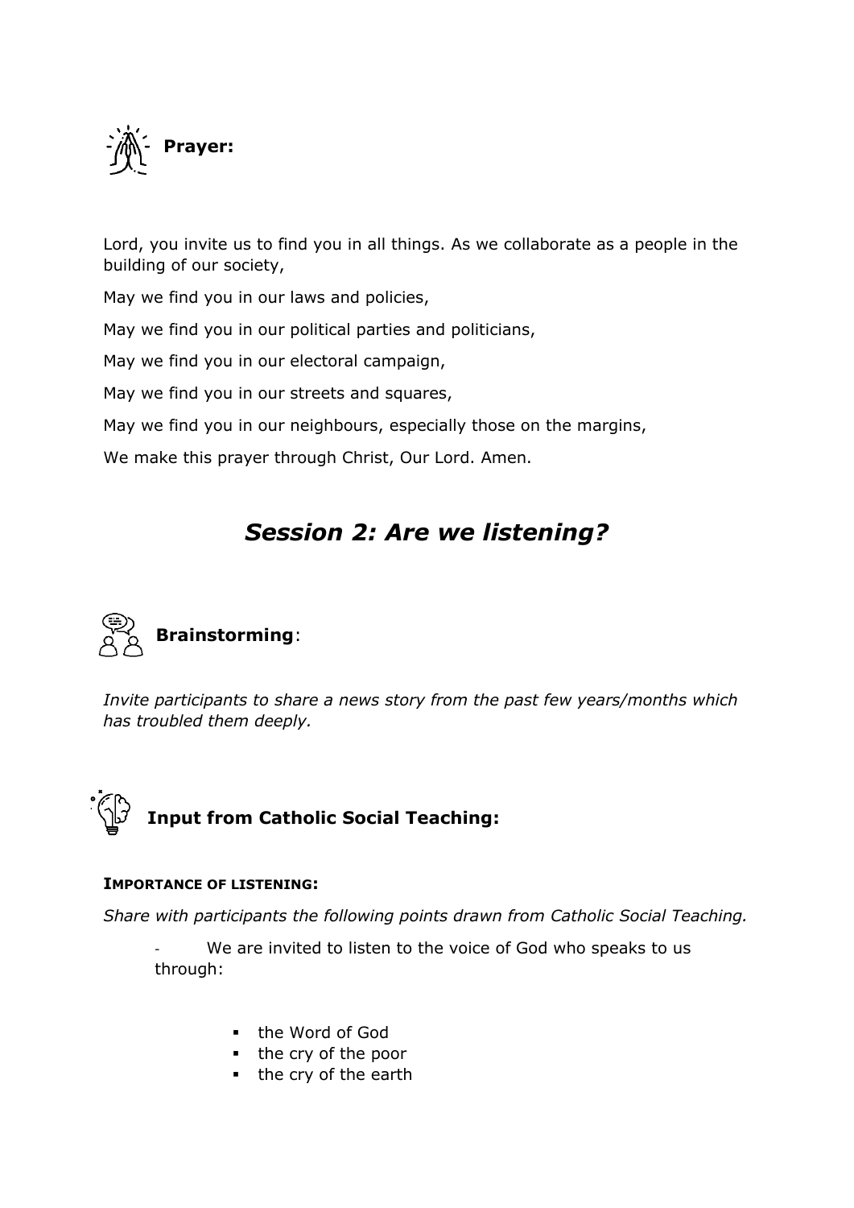## Prayer:

Lord, you invite us to find you in all things. As we collaborate as a people in the building of our society,

May we find you in our laws and policies,

May we find you in our political parties and politicians,

May we find you in our electoral campaign,

May we find you in our streets and squares,

May we find you in our neighbours, especially those on the margins,

We make this prayer through Christ, Our Lord. Amen.

# *Session 2: Are we listening?*

## **Brainstorming**:

*Invite participants to share a news story from the past few years/months which has troubled them deeply.*

## Input from Catholic Social Teaching:

**IMPORTANCE OF LISTENING:**

*Share with participants the following points drawn from Catholic Social Teaching.*

- We are invited to listen to the voice of God who speaks to us through:
  - the Word of God
  - the cry of the poor
  - the cry of the earth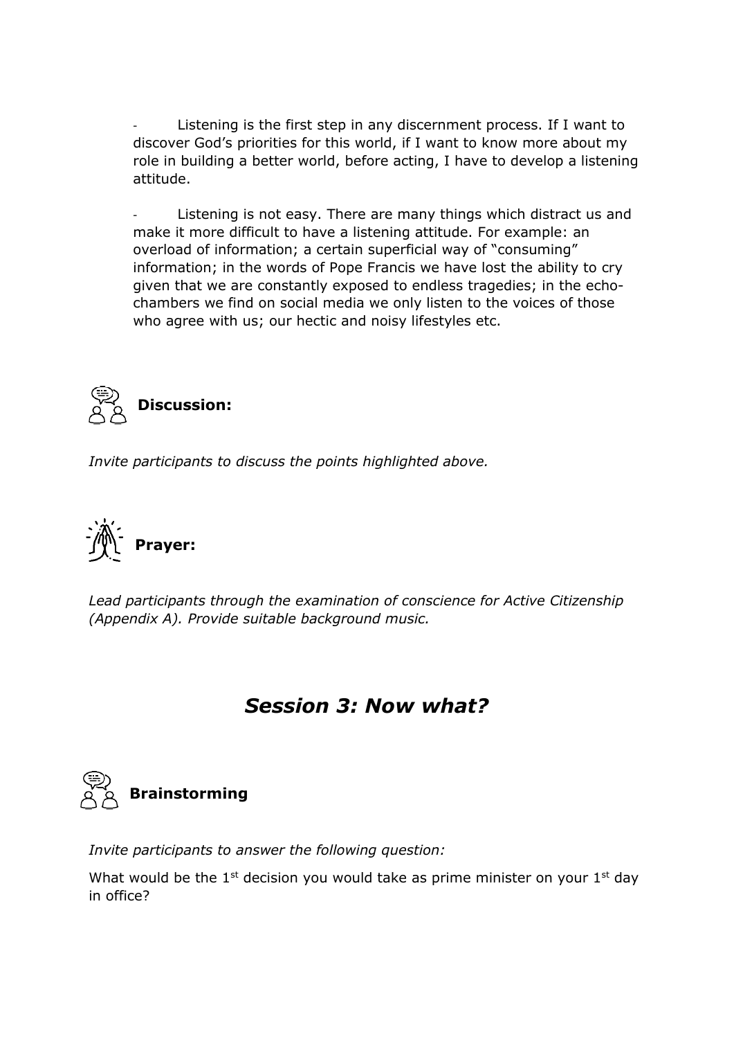- Listening is the first step in any discernment process. If I want to discover God's priorities for this world, if I want to know more about my role in building a better world, before acting, I have to develop a listening attitude.

- Listening is not easy. There are many things which distract us and make it more difficult to have a listening attitude. For example: an overload of information; a certain superficial way of "consuming" information; in the words of Pope Francis we have lost the ability to cry given that we are constantly exposed to endless tragedies; in the echo-chambers we find on social media we only listen to the voices of those who agree with us; our hectic and noisy lifestyles etc.

### Discussion:

*Invite participants to discuss the points highlighted above.*

### Prayer:

*Lead participants through the examination of conscience for Active Citizenship (Appendix A). Provide suitable background music.*

## *Session 3: Now what?*

### Brainstorming

*Invite participants to answer the following question:*

What would be the 1st decision you would take as prime minister on your 1st day in office?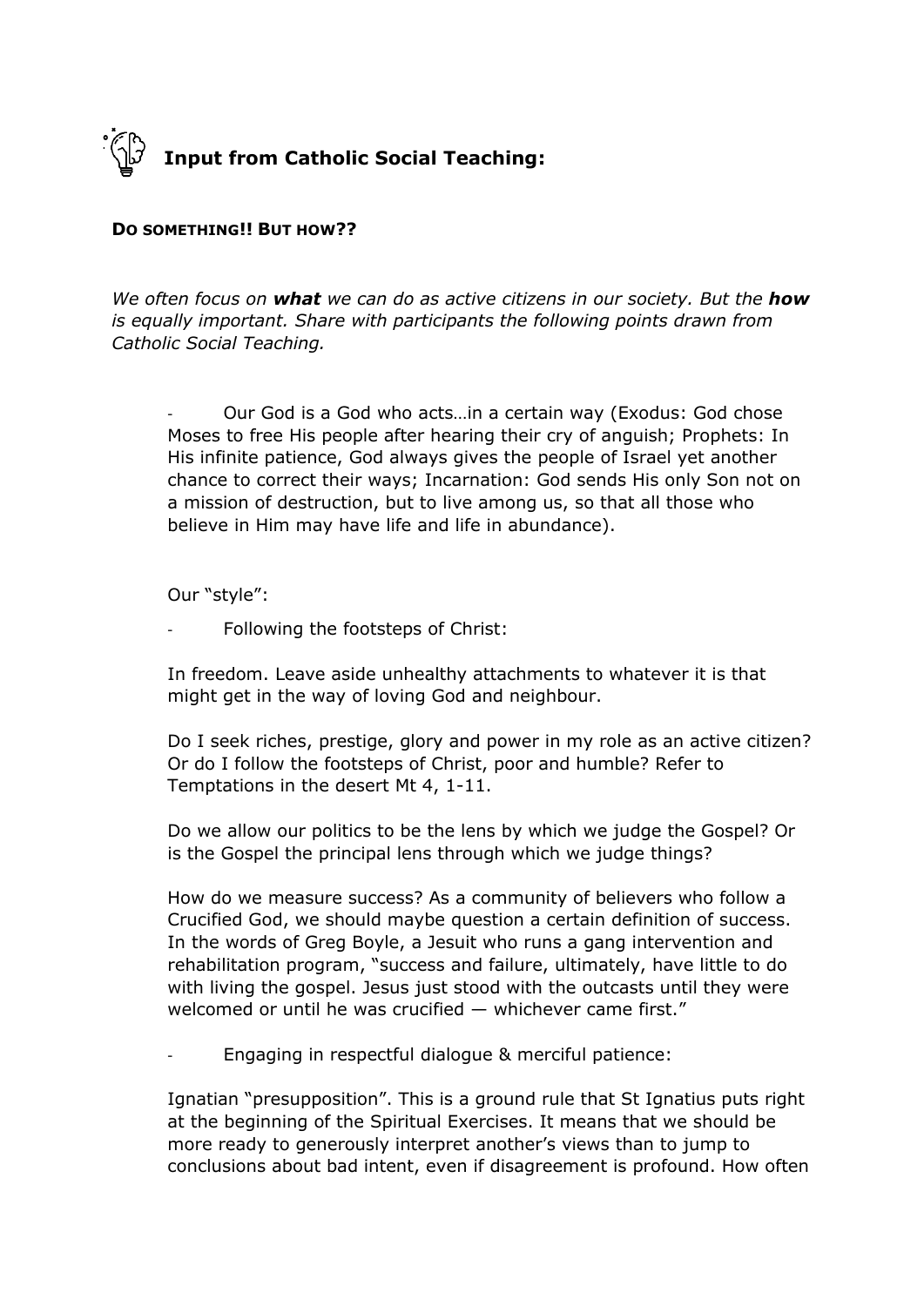## Input from Catholic Social Teaching:

**DO SOMETHING!! BUT HOW??**

*We often focus on* ***what*** *we can do as active citizens in our society. But the* ***how*** *is equally important. Share with participants the following points drawn from Catholic Social Teaching.*

- Our God is a God who acts…in a certain way (Exodus: God chose Moses to free His people after hearing their cry of anguish; Prophets: In His infinite patience, God always gives the people of Israel yet another chance to correct their ways; Incarnation: God sends His only Son not on a mission of destruction, but to live among us, so that all those who believe in Him may have life and life in abundance).

Our "style":

- Following the footsteps of Christ:

In freedom. Leave aside unhealthy attachments to whatever it is that might get in the way of loving God and neighbour.

Do I seek riches, prestige, glory and power in my role as an active citizen? Or do I follow the footsteps of Christ, poor and humble? Refer to Temptations in the desert Mt 4, 1-11.

Do we allow our politics to be the lens by which we judge the Gospel? Or is the Gospel the principal lens through which we judge things?

How do we measure success? As a community of believers who follow a Crucified God, we should maybe question a certain definition of success. In the words of Greg Boyle, a Jesuit who runs a gang intervention and rehabilitation program, "success and failure, ultimately, have little to do with living the gospel. Jesus just stood with the outcasts until they were welcomed or until he was crucified — whichever came first."

- Engaging in respectful dialogue & merciful patience:

Ignatian "presupposition". This is a ground rule that St Ignatius puts right at the beginning of the Spiritual Exercises. It means that we should be more ready to generously interpret another's views than to jump to conclusions about bad intent, even if disagreement is profound. How often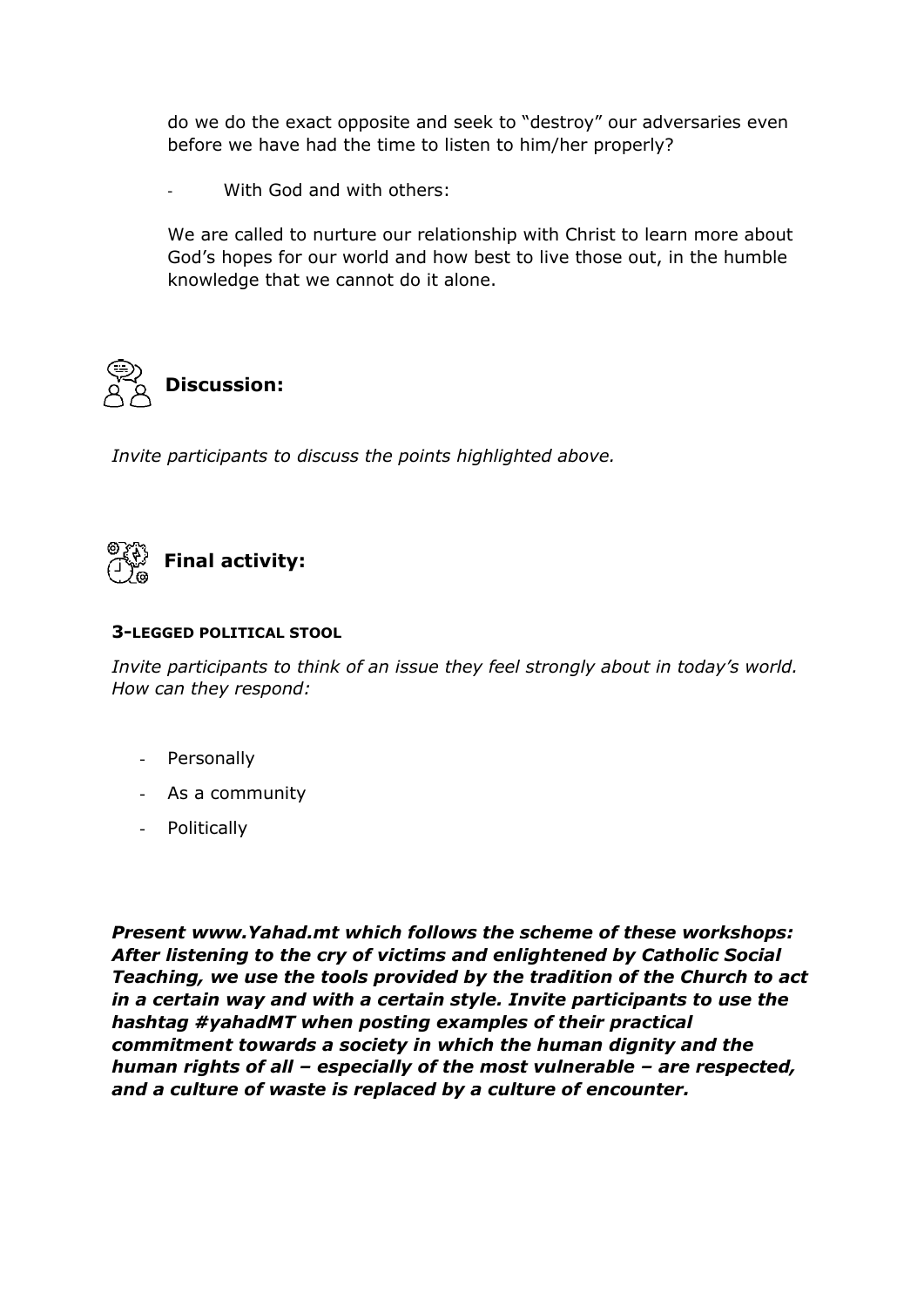do we do the exact opposite and seek to "destroy" our adversaries even before we have had the time to listen to him/her properly?

- With God and with others:

We are called to nurture our relationship with Christ to learn more about God's hopes for our world and how best to live those out, in the humble knowledge that we cannot do it alone.

## Discussion:

*Invite participants to discuss the points highlighted above.*

## Final activity:

### 3-LEGGED POLITICAL STOOL

*Invite participants to think of an issue they feel strongly about in today's world. How can they respond:*

- Personally
- As a community
- Politically

***Present www.Yahad.mt which follows the scheme of these workshops: After listening to the cry of victims and enlightened by Catholic Social Teaching, we use the tools provided by the tradition of the Church to act in a certain way and with a certain style. Invite participants to use the hashtag #yahadMT when posting examples of their practical commitment towards a society in which the human dignity and the human rights of all – especially of the most vulnerable – are respected, and a culture of waste is replaced by a culture of encounter.***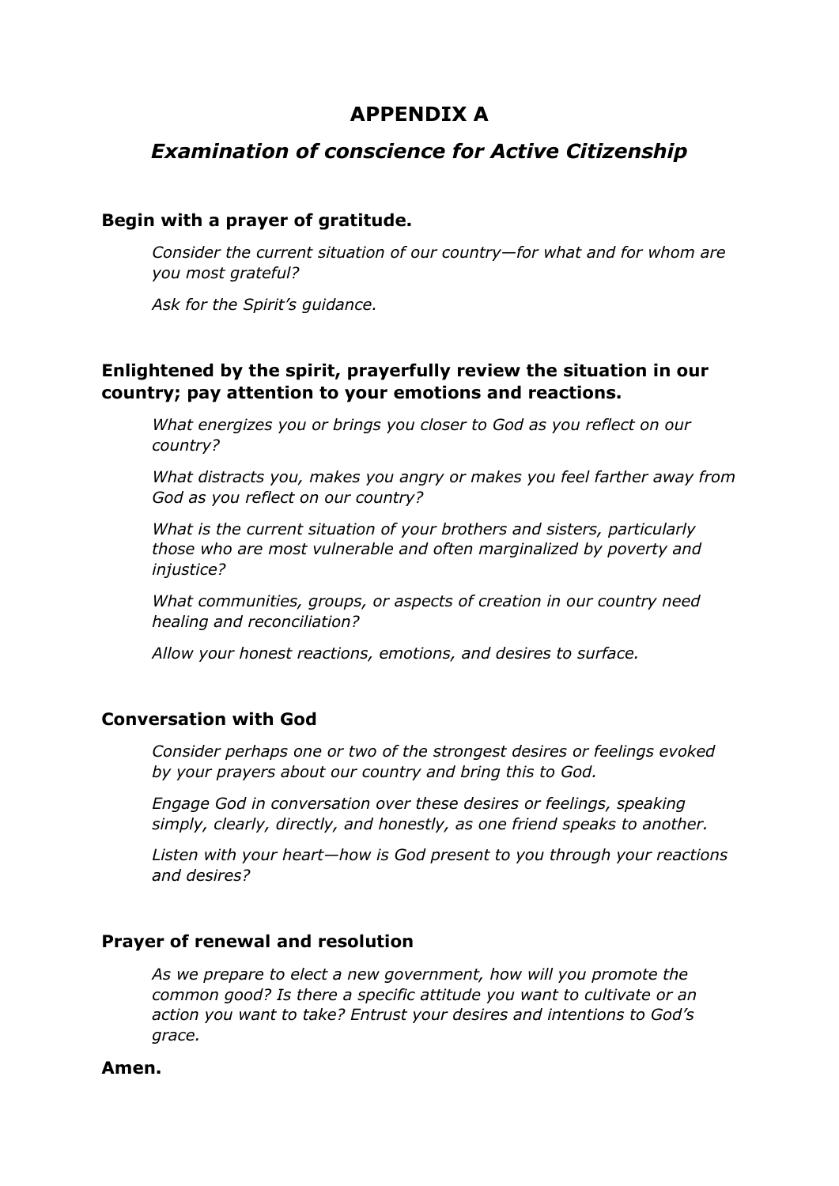# APPENDIX A

## *Examination of conscience for Active Citizenship*

### Begin with a prayer of gratitude.

*Consider the current situation of our country—for what and for whom are you most grateful?*

*Ask for the Spirit's guidance.*

### Enlightened by the spirit, prayerfully review the situation in our country; pay attention to your emotions and reactions.

*What energizes you or brings you closer to God as you reflect on our country?*

*What distracts you, makes you angry or makes you feel farther away from God as you reflect on our country?*

*What is the current situation of your brothers and sisters, particularly those who are most vulnerable and often marginalized by poverty and injustice?*

*What communities, groups, or aspects of creation in our country need healing and reconciliation?*

*Allow your honest reactions, emotions, and desires to surface.*

### Conversation with God

*Consider perhaps one or two of the strongest desires or feelings evoked by your prayers about our country and bring this to God.*

*Engage God in conversation over these desires or feelings, speaking simply, clearly, directly, and honestly, as one friend speaks to another.*

*Listen with your heart—how is God present to you through your reactions and desires?*

### Prayer of renewal and resolution

*As we prepare to elect a new government, how will you promote the common good? Is there a specific attitude you want to cultivate or an action you want to take? Entrust your desires and intentions to God's grace.*

**Amen.**